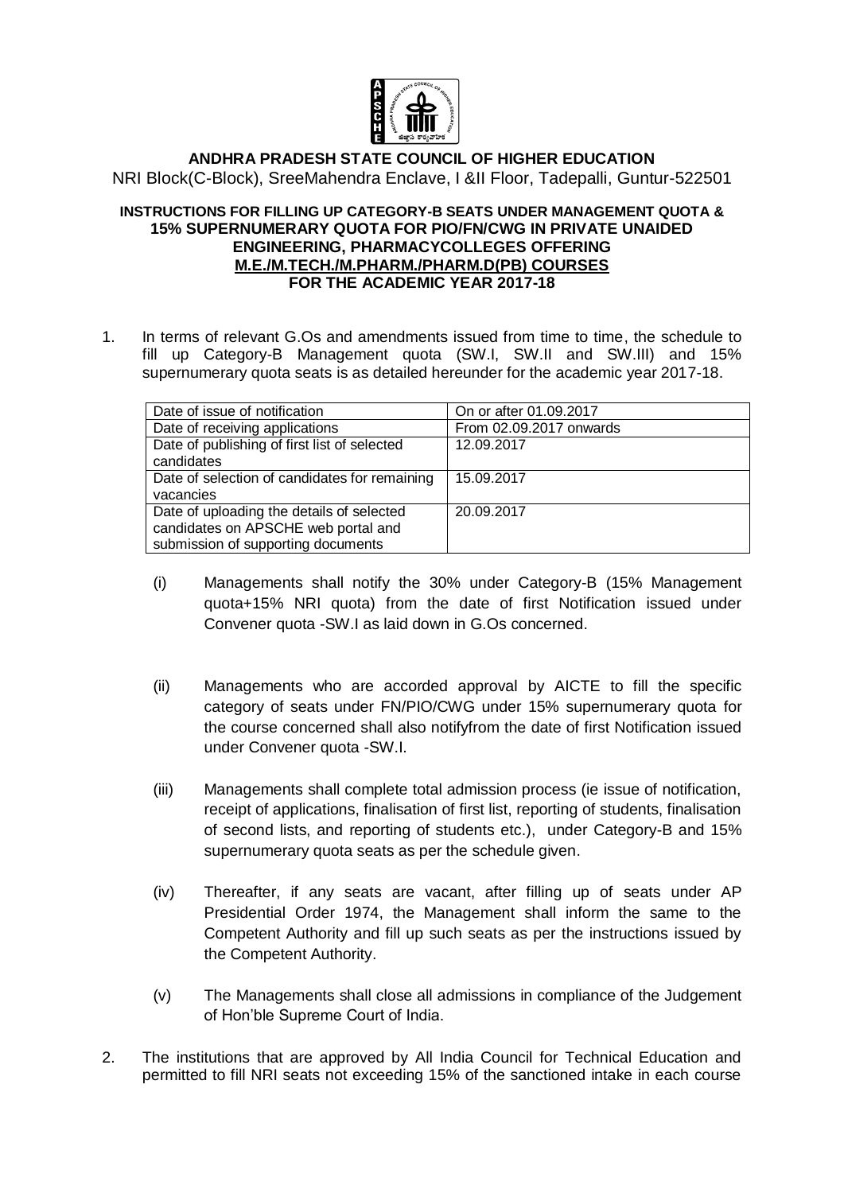# ANDHRA PRADESH STATE COUNCIL OF HIGHER EDUCATION

NRI Block(C-Block), SreeMahendra Enclave, I &II Floor, Tadepalli, Guntur-522501

### INSTRUCTIONS FOR FILLING UP CATEGORY-B SEATS UNDER MANAGEMENT QUOTA & 15% SUPERNUMERARY QUOTA FOR PIO/FN/CWG IN PRIVATE UNAIDED ENGINEERING, PHARMACYCOLLEGES OFFERING M.E./M.TECH./M.PHARM./PHARM.D(PB) COURSES FOR THE ACADEMIC YEAR 2017-18

1. In terms of relevant G.Os and amendments issued from time to time, the schedule to fill up Category-B Management quota (SW.I, SW.II and SW.III) and 15% supernumerary quota seats is as detailed hereunder for the academic year 2017-18.

| Date of issue of notification | On or after 01.09.2017 |
|---|---|
| Date of receiving applications | From 02.09.2017 onwards |
| Date of publishing of first list of selected candidates | 12.09.2017 |
| Date of selection of candidates for remaining vacancies | 15.09.2017 |
| Date of uploading the details of selected candidates on APSCHE web portal and submission of supporting documents | 20.09.2017 |

   (i) Managements shall notify the 30% under Category-B (15% Management quota+15% NRI quota) from the date of first Notification issued under Convener quota -SW.I as laid down in G.Os concerned.

   (ii) Managements who are accorded approval by AICTE to fill the specific category of seats under FN/PIO/CWG under 15% supernumerary quota for the course concerned shall also notifyfrom the date of first Notification issued under Convener quota -SW.I.

   (iii) Managements shall complete total admission process (ie issue of notification, receipt of applications, finalisation of first list, reporting of students, finalisation of second lists, and reporting of students etc.), under Category-B and 15% supernumerary quota seats as per the schedule given.

   (iv) Thereafter, if any seats are vacant, after filling up of seats under AP Presidential Order 1974, the Management shall inform the same to the Competent Authority and fill up such seats as per the instructions issued by the Competent Authority.

   (v) The Managements shall close all admissions in compliance of the Judgement of Hon'ble Supreme Court of India.

2. The institutions that are approved by All India Council for Technical Education and permitted to fill NRI seats not exceeding 15% of the sanctioned intake in each course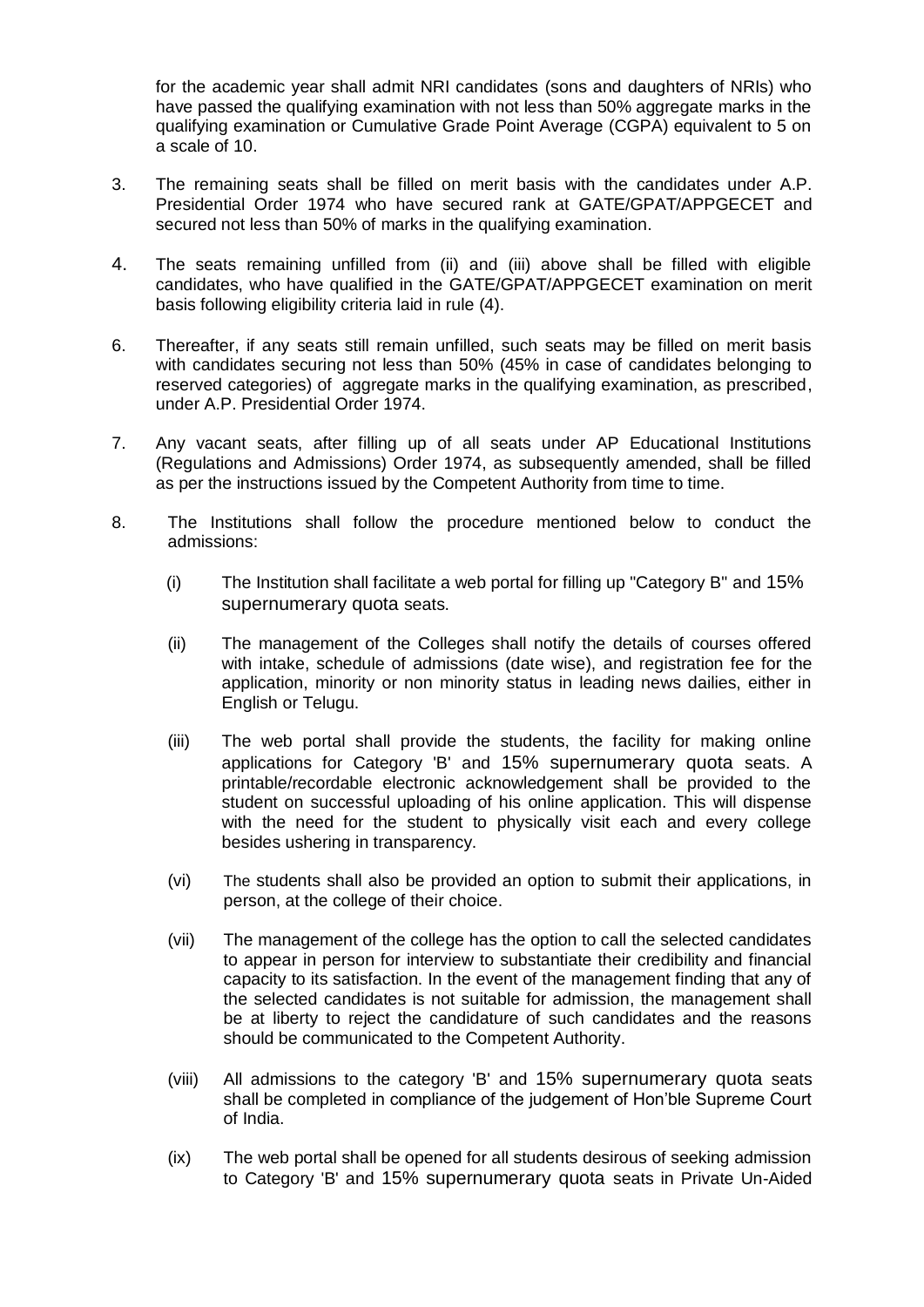for the academic year shall admit NRI candidates (sons and daughters of NRIs) who have passed the qualifying examination with not less than 50% aggregate marks in the qualifying examination or Cumulative Grade Point Average (CGPA) equivalent to 5 on a scale of 10.

3. The remaining seats shall be filled on merit basis with the candidates under A.P. Presidential Order 1974 who have secured rank at GATE/GPAT/APPGECET and secured not less than 50% of marks in the qualifying examination.

4. The seats remaining unfilled from (ii) and (iii) above shall be filled with eligible candidates, who have qualified in the GATE/GPAT/APPGECET examination on merit basis following eligibility criteria laid in rule (4).

6. Thereafter, if any seats still remain unfilled, such seats may be filled on merit basis with candidates securing not less than 50% (45% in case of candidates belonging to reserved categories) of aggregate marks in the qualifying examination, as prescribed, under A.P. Presidential Order 1974.

7. Any vacant seats, after filling up of all seats under AP Educational Institutions (Regulations and Admissions) Order 1974, as subsequently amended, shall be filled as per the instructions issued by the Competent Authority from time to time.

8. The Institutions shall follow the procedure mentioned below to conduct the admissions:

   (i) The Institution shall facilitate a web portal for filling up "Category B" and 15% supernumerary quota seats.

   (ii) The management of the Colleges shall notify the details of courses offered with intake, schedule of admissions (date wise), and registration fee for the application, minority or non minority status in leading news dailies, either in English or Telugu.

   (iii) The web portal shall provide the students, the facility for making online applications for Category 'B' and 15% supernumerary quota seats. A printable/recordable electronic acknowledgement shall be provided to the student on successful uploading of his online application. This will dispense with the need for the student to physically visit each and every college besides ushering in transparency.

   (vi) The students shall also be provided an option to submit their applications, in person, at the college of their choice.

   (vii) The management of the college has the option to call the selected candidates to appear in person for interview to substantiate their credibility and financial capacity to its satisfaction. In the event of the management finding that any of the selected candidates is not suitable for admission, the management shall be at liberty to reject the candidature of such candidates and the reasons should be communicated to the Competent Authority.

   (viii) All admissions to the category 'B' and 15% supernumerary quota seats shall be completed in compliance of the judgement of Hon'ble Supreme Court of India.

   (ix) The web portal shall be opened for all students desirous of seeking admission to Category 'B' and 15% supernumerary quota seats in Private Un-Aided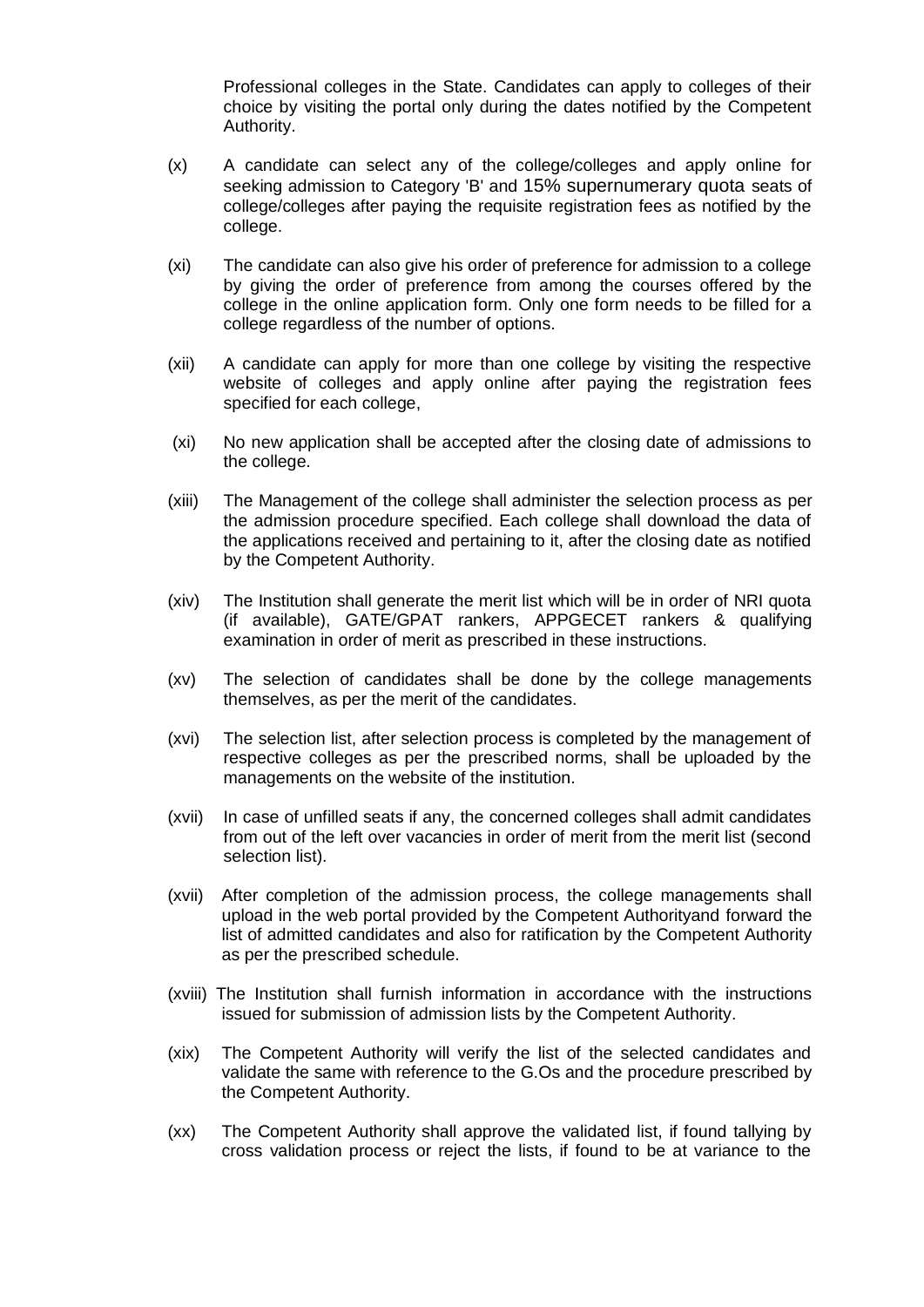Professional colleges in the State. Candidates can apply to colleges of their choice by visiting the portal only during the dates notified by the Competent Authority.

(x) A candidate can select any of the college/colleges and apply online for seeking admission to Category 'B' and 15% supernumerary quota seats of college/colleges after paying the requisite registration fees as notified by the college.

(xi) The candidate can also give his order of preference for admission to a college by giving the order of preference from among the courses offered by the college in the online application form. Only one form needs to be filled for a college regardless of the number of options.

(xii) A candidate can apply for more than one college by visiting the respective website of colleges and apply online after paying the registration fees specified for each college,

(xi) No new application shall be accepted after the closing date of admissions to the college.

(xiii) The Management of the college shall administer the selection process as per the admission procedure specified. Each college shall download the data of the applications received and pertaining to it, after the closing date as notified by the Competent Authority.

(xiv) The Institution shall generate the merit list which will be in order of NRI quota (if available), GATE/GPAT rankers, APPGECET rankers & qualifying examination in order of merit as prescribed in these instructions.

(xv) The selection of candidates shall be done by the college managements themselves, as per the merit of the candidates.

(xvi) The selection list, after selection process is completed by the management of respective colleges as per the prescribed norms, shall be uploaded by the managements on the website of the institution.

(xvii) In case of unfilled seats if any, the concerned colleges shall admit candidates from out of the left over vacancies in order of merit from the merit list (second selection list).

(xvii) After completion of the admission process, the college managements shall upload in the web portal provided by the Competent Authorityand forward the list of admitted candidates and also for ratification by the Competent Authority as per the prescribed schedule.

(xviii) The Institution shall furnish information in accordance with the instructions issued for submission of admission lists by the Competent Authority.

(xix) The Competent Authority will verify the list of the selected candidates and validate the same with reference to the G.Os and the procedure prescribed by the Competent Authority.

(xx) The Competent Authority shall approve the validated list, if found tallying by cross validation process or reject the lists, if found to be at variance to the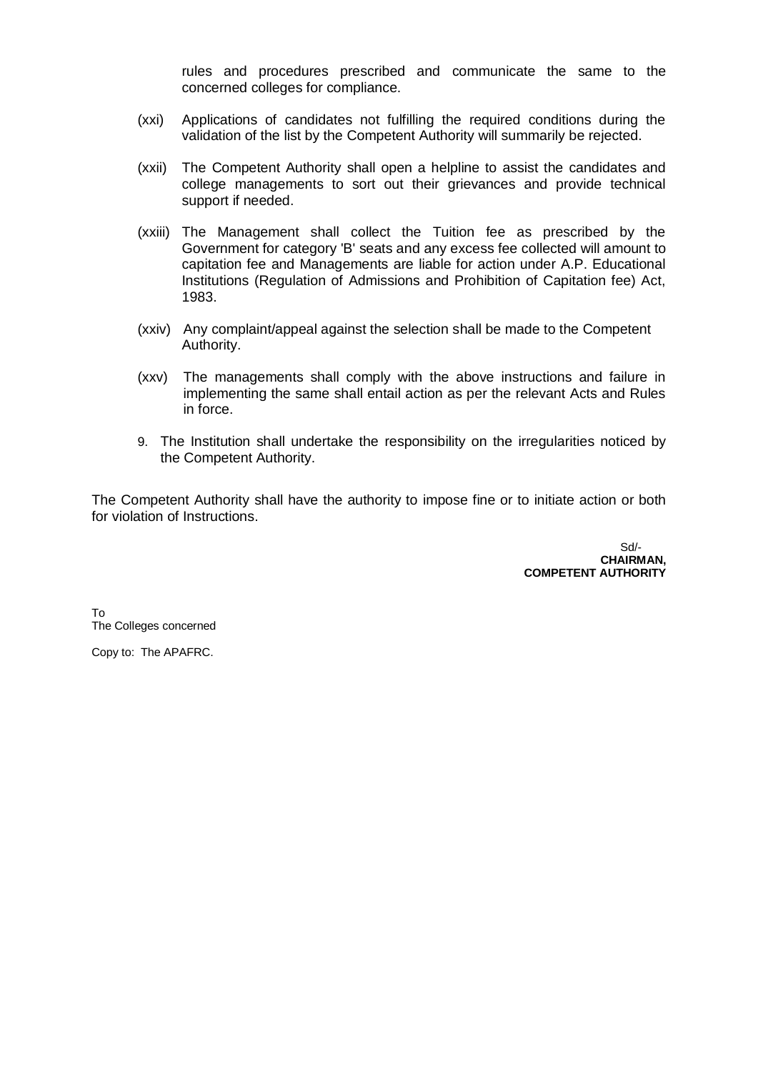rules and procedures prescribed and communicate the same to the concerned colleges for compliance.

(xxi) Applications of candidates not fulfilling the required conditions during the validation of the list by the Competent Authority will summarily be rejected.

(xxii) The Competent Authority shall open a helpline to assist the candidates and college managements to sort out their grievances and provide technical support if needed.

(xxiii) The Management shall collect the Tuition fee as prescribed by the Government for category 'B' seats and any excess fee collected will amount to capitation fee and Managements are liable for action under A.P. Educational Institutions (Regulation of Admissions and Prohibition of Capitation fee) Act, 1983.

(xxiv) Any complaint/appeal against the selection shall be made to the Competent Authority.

(xxv) The managements shall comply with the above instructions and failure in implementing the same shall entail action as per the relevant Acts and Rules in force.

9. The Institution shall undertake the responsibility on the irregularities noticed by the Competent Authority.

The Competent Authority shall have the authority to impose fine or to initiate action or both for violation of Instructions.

Sd/-
**CHAIRMAN,**
**COMPETENT AUTHORITY**

To
The Colleges concerned

Copy to: The APAFRC.